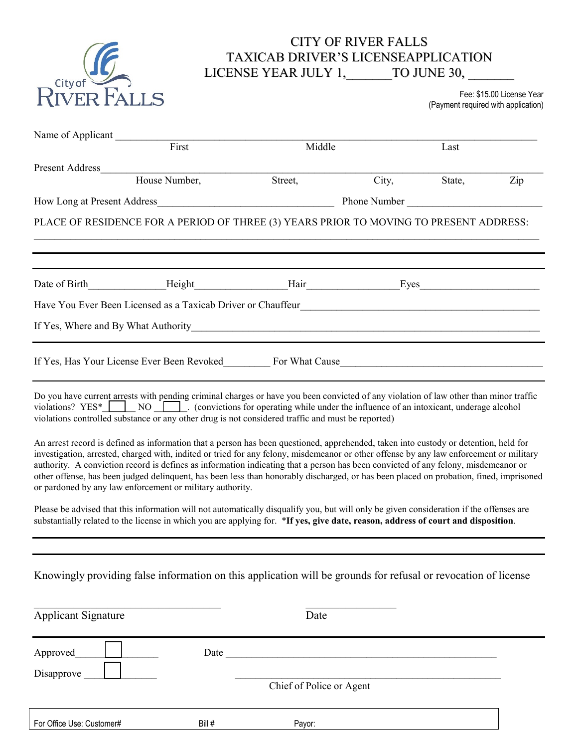City of River Falls

# CITY OF RIVER FALLS
# TAXICAB DRIVER'S LICENSEAPPLICATION
## LICENSE YEAR JULY 1,_______TO JUNE 30, _______

Fee: $15.00 License Year
(Payment required with application)

Name of Applicant ____________________________________________________________
First Middle Last

Present Address ______________________________________________________________
House Number, Street, City, State, Zip

How Long at Present Address_________________________________ Phone Number _________________________

PLACE OF RESIDENCE FOR A PERIOD OF THREE (3) YEARS PRIOR TO MOVING TO PRESENT ADDRESS:

______________________________________________________________________________

Date of Birth______________Height________________Hair________________Eyes______________________

Have You Ever Been Licensed as a Taxicab Driver or Chauffeur____________________________________________

If Yes, Where and By What Authority______________________________________________________________

If Yes, Has Your License Ever Been Revoked_________ For What Cause______________________________________

Do you have current arrests with pending criminal charges or have you been convicted of any violation of law other than minor traffic violations? YES* ☐ NO ☐. (convictions for operating while under the influence of an intoxicant, underage alcohol violations controlled substance or any other drug is not considered traffic and must be reported)

An arrest record is defined as information that a person has been questioned, apprehended, taken into custody or detention, held for investigation, arrested, charged with, indited or tried for any felony, misdemeanor or other offense by any law enforcement or military authority. A conviction record is defines as information indicating that a person has been convicted of any felony, misdemeanor or other offense, has been judged delinquent, has been less than honorably discharged, or has been placed on probation, fined, imprisoned or pardoned by any law enforcement or military authority.

Please be advised that this information will not automatically disqualify you, but will only be given consideration if the offenses are substantially related to the license in which you are applying for. ***If yes, give date, reason, address of court and disposition**.

Knowingly providing false information on this application will be grounds for refusal or revocation of license

___________________________________ _________________
Applicant Signature Date

Approved ☐ Date ____________________________________________

Disapprove ☐

____________________________________________
Chief of Police or Agent

| For Office Use: Customer# | Bill # | Payor: |
|---|---|---|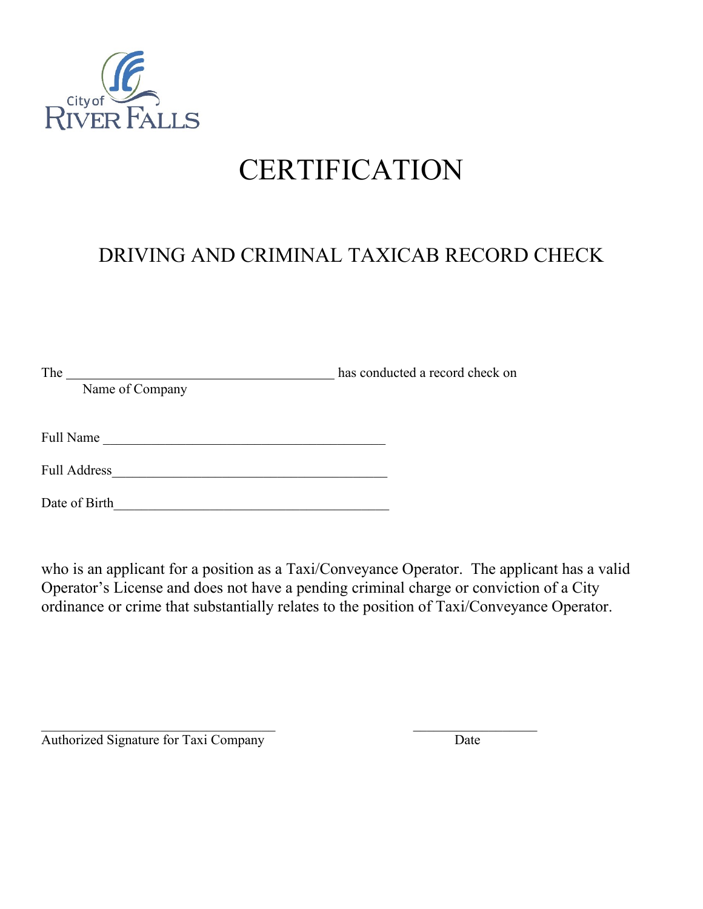City of RIVER FALLS

# CERTIFICATION

## DRIVING AND CRIMINAL TAXICAB RECORD CHECK

The ________________________________________ has conducted a record check on
Name of Company

Full Name ________________________________________

Full Address________________________________________

Date of Birth________________________________________

who is an applicant for a position as a Taxi/Conveyance Operator. The applicant has a valid Operator's License and does not have a pending criminal charge or conviction of a City ordinance or crime that substantially relates to the position of Taxi/Conveyance Operator.

___________________________________ ___________________
Authorized Signature for Taxi Company Date